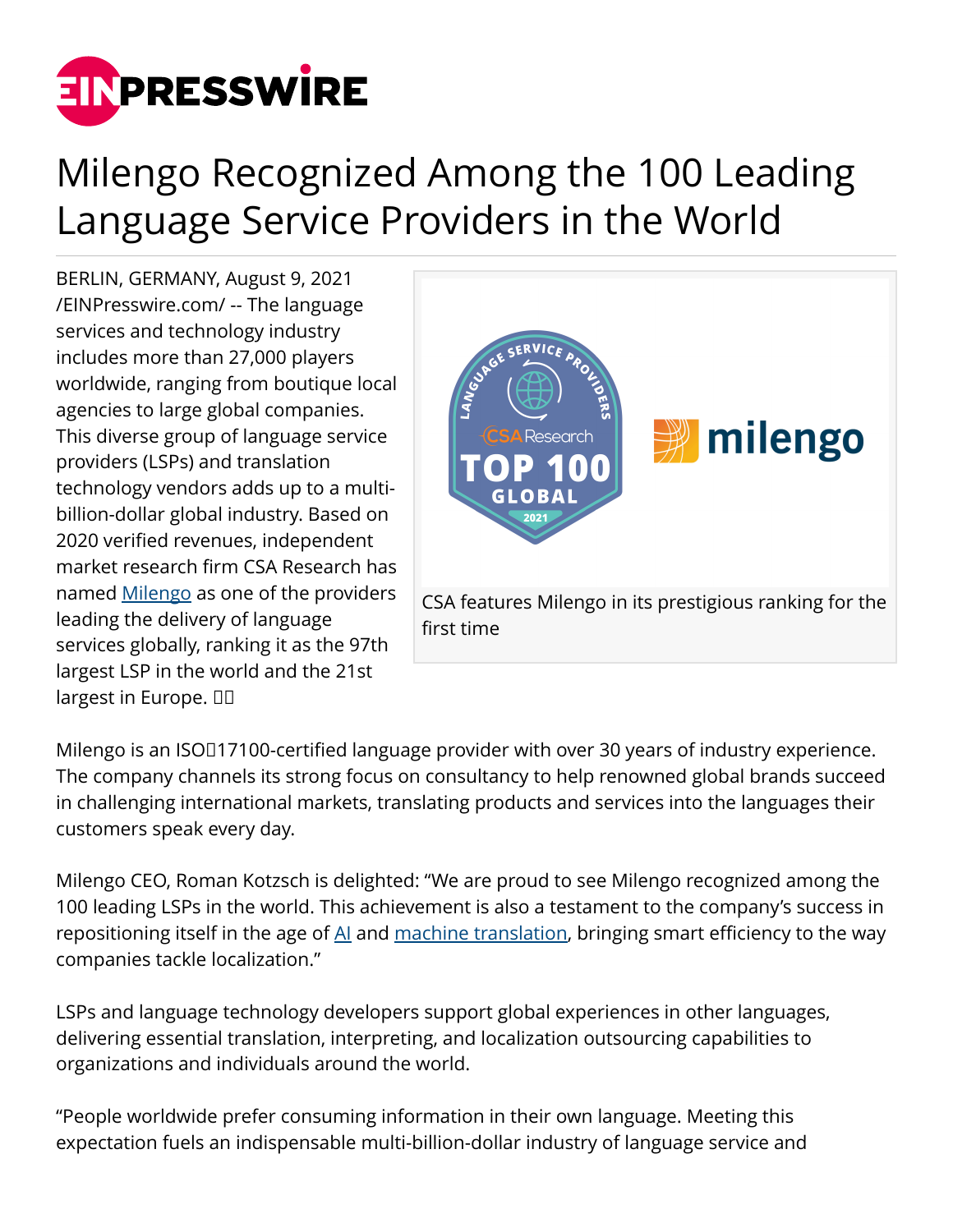# Milengo Recognized Among the 100 Leading Language Service Providers in the World

BERLIN, GERMANY, August 9, 2021 /EINPresswire.com/ -- The language services and technology industry includes more than 27,000 players worldwide, ranging from boutique local agencies to large global companies. This diverse group of language service providers (LSPs) and translation technology vendors adds up to a multi-billion-dollar global industry. Based on 2020 verified revenues, independent market research firm CSA Research has named Milengo as one of the providers leading the delivery of language services globally, ranking it as the 97th largest LSP in the world and the 21st largest in Europe.

CSA features Milengo in its prestigious ranking for the first time

Milengo is an ISO 17100-certified language provider with over 30 years of industry experience. The company channels its strong focus on consultancy to help renowned global brands succeed in challenging international markets, translating products and services into the languages their customers speak every day.

Milengo CEO, Roman Kotzsch is delighted: "We are proud to see Milengo recognized among the 100 leading LSPs in the world. This achievement is also a testament to the company's success in repositioning itself in the age of AI and machine translation, bringing smart efficiency to the way companies tackle localization."

LSPs and language technology developers support global experiences in other languages, delivering essential translation, interpreting, and localization outsourcing capabilities to organizations and individuals around the world.

"People worldwide prefer consuming information in their own language. Meeting this expectation fuels an indispensable multi-billion-dollar industry of language service and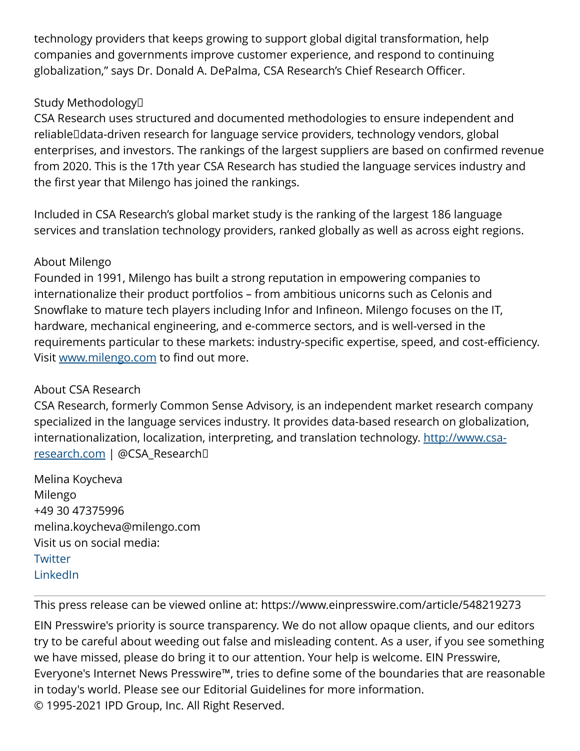technology providers that keeps growing to support global digital transformation, help companies and governments improve customer experience, and respond to continuing globalization," says Dr. Donald A. DePalma, CSA Research's Chief Research Officer.

Study Methodology
CSA Research uses structured and documented methodologies to ensure independent and reliable data-driven research for language service providers, technology vendors, global enterprises, and investors. The rankings of the largest suppliers are based on confirmed revenue from 2020. This is the 17th year CSA Research has studied the language services industry and the first year that Milengo has joined the rankings.

Included in CSA Research's global market study is the ranking of the largest 186 language services and translation technology providers, ranked globally as well as across eight regions.

About Milengo
Founded in 1991, Milengo has built a strong reputation in empowering companies to internationalize their product portfolios – from ambitious unicorns such as Celonis and Snowflake to mature tech players including Infor and Infineon. Milengo focuses on the IT, hardware, mechanical engineering, and e-commerce sectors, and is well-versed in the requirements particular to these markets: industry-specific expertise, speed, and cost-efficiency. Visit www.milengo.com to find out more.

About CSA Research
CSA Research, formerly Common Sense Advisory, is an independent market research company specialized in the language services industry. It provides data-based research on globalization, internationalization, localization, interpreting, and translation technology. http://www.csa-research.com | @CSA_Research

Melina Koycheva
Milengo
+49 30 47375996
melina.koycheva@milengo.com
Visit us on social media:
Twitter
LinkedIn

---

This press release can be viewed online at: https://www.einpresswire.com/article/548219273

EIN Presswire's priority is source transparency. We do not allow opaque clients, and our editors try to be careful about weeding out false and misleading content. As a user, if you see something we have missed, please do bring it to our attention. Your help is welcome. EIN Presswire, Everyone's Internet News Presswire™, tries to define some of the boundaries that are reasonable in today's world. Please see our Editorial Guidelines for more information.
© 1995-2021 IPD Group, Inc. All Right Reserved.